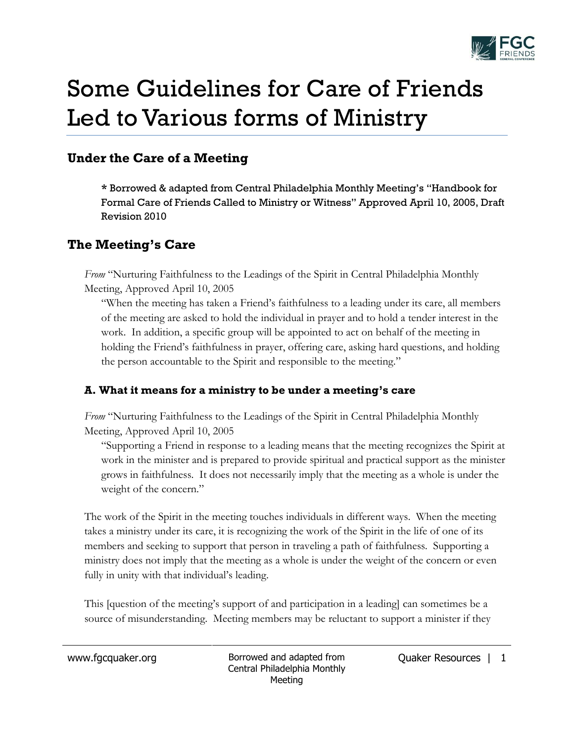# Some Guidelines for Care of Friends Led to Various forms of Ministry

## Under the Care of a Meeting

**\* Borrowed & adapted from Central Philadelphia Monthly Meeting's "Handbook for Formal Care of Friends Called to Ministry or Witness" Approved April 10, 2005, Draft Revision 2010**

## The Meeting's Care

*From* "Nurturing Faithfulness to the Leadings of the Spirit in Central Philadelphia Monthly Meeting, Approved April 10, 2005

> "When the meeting has taken a Friend's faithfulness to a leading under its care, all members of the meeting are asked to hold the individual in prayer and to hold a tender interest in the work. In addition, a specific group will be appointed to act on behalf of the meeting in holding the Friend's faithfulness in prayer, offering care, asking hard questions, and holding the person accountable to the Spirit and responsible to the meeting."

### A. What it means for a ministry to be under a meeting's care

*From* "Nurturing Faithfulness to the Leadings of the Spirit in Central Philadelphia Monthly Meeting, Approved April 10, 2005

> "Supporting a Friend in response to a leading means that the meeting recognizes the Spirit at work in the minister and is prepared to provide spiritual and practical support as the minister grows in faithfulness. It does not necessarily imply that the meeting as a whole is under the weight of the concern."

The work of the Spirit in the meeting touches individuals in different ways. When the meeting takes a ministry under its care, it is recognizing the work of the Spirit in the life of one of its members and seeking to support that person in traveling a path of faithfulness. Supporting a ministry does not imply that the meeting as a whole is under the weight of the concern or even fully in unity with that individual's leading.

This [question of the meeting's support of and participation in a leading] can sometimes be a source of misunderstanding. Meeting members may be reluctant to support a minister if they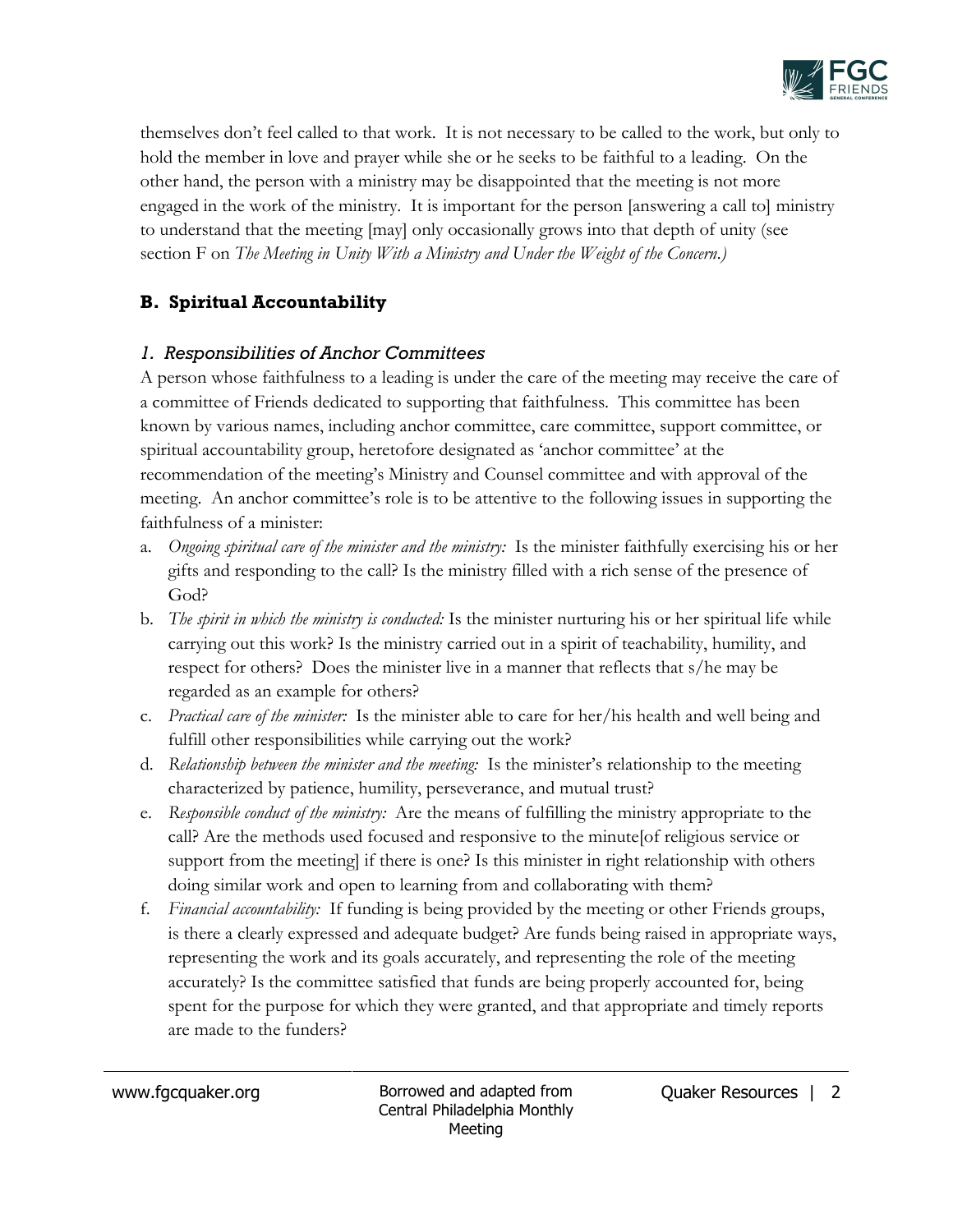themselves don't feel called to that work. It is not necessary to be called to the work, but only to hold the member in love and prayer while she or he seeks to be faithful to a leading. On the other hand, the person with a ministry may be disappointed that the meeting is not more engaged in the work of the ministry. It is important for the person [answering a call to] ministry to understand that the meeting [may] only occasionally grows into that depth of unity (see section F on *The Meeting in Unity With a Ministry and Under the Weight of the Concern.)*

## B. Spiritual Accountability

### *1. Responsibilities of Anchor Committees*

A person whose faithfulness to a leading is under the care of the meeting may receive the care of a committee of Friends dedicated to supporting that faithfulness. This committee has been known by various names, including anchor committee, care committee, support committee, or spiritual accountability group, heretofore designated as 'anchor committee' at the recommendation of the meeting's Ministry and Counsel committee and with approval of the meeting. An anchor committee's role is to be attentive to the following issues in supporting the faithfulness of a minister:

a. *Ongoing spiritual care of the minister and the ministry:* Is the minister faithfully exercising his or her gifts and responding to the call? Is the ministry filled with a rich sense of the presence of God?
b. *The spirit in which the ministry is conducted:* Is the minister nurturing his or her spiritual life while carrying out this work? Is the ministry carried out in a spirit of teachability, humility, and respect for others? Does the minister live in a manner that reflects that s/he may be regarded as an example for others?
c. *Practical care of the minister:* Is the minister able to care for her/his health and well being and fulfill other responsibilities while carrying out the work?
d. *Relationship between the minister and the meeting:* Is the minister's relationship to the meeting characterized by patience, humility, perseverance, and mutual trust?
e. *Responsible conduct of the ministry:* Are the means of fulfilling the ministry appropriate to the call? Are the methods used focused and responsive to the minute[of religious service or support from the meeting] if there is one? Is this minister in right relationship with others doing similar work and open to learning from and collaborating with them?
f. *Financial accountability:* If funding is being provided by the meeting or other Friends groups, is there a clearly expressed and adequate budget? Are funds being raised in appropriate ways, representing the work and its goals accurately, and representing the role of the meeting accurately? Is the committee satisfied that funds are being properly accounted for, being spent for the purpose for which they were granted, and that appropriate and timely reports are made to the funders?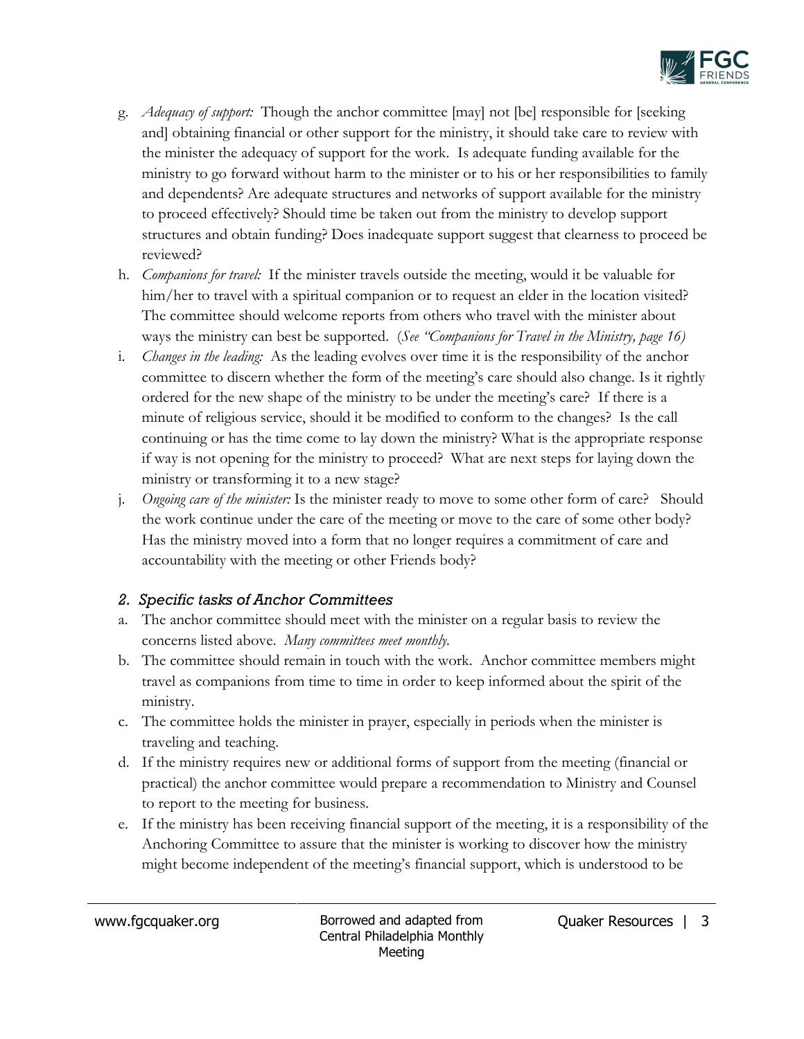g. *Adequacy of support:* Though the anchor committee [may] not [be] responsible for [seeking and] obtaining financial or other support for the ministry, it should take care to review with the minister the adequacy of support for the work. Is adequate funding available for the ministry to go forward without harm to the minister or to his or her responsibilities to family and dependents? Are adequate structures and networks of support available for the ministry to proceed effectively? Should time be taken out from the ministry to develop support structures and obtain funding? Does inadequate support suggest that clearness to proceed be reviewed?

h. *Companions for travel:* If the minister travels outside the meeting, would it be valuable for him/her to travel with a spiritual companion or to request an elder in the location visited? The committee should welcome reports from others who travel with the minister about ways the ministry can best be supported. (*See "Companions for Travel in the Ministry, page 16)*

i. *Changes in the leading:* As the leading evolves over time it is the responsibility of the anchor committee to discern whether the form of the meeting's care should also change. Is it rightly ordered for the new shape of the ministry to be under the meeting's care? If there is a minute of religious service, should it be modified to conform to the changes? Is the call continuing or has the time come to lay down the ministry? What is the appropriate response if way is not opening for the ministry to proceed? What are next steps for laying down the ministry or transforming it to a new stage?

j. *Ongoing care of the minister:* Is the minister ready to move to some other form of care? Should the work continue under the care of the meeting or move to the care of some other body? Has the ministry moved into a form that no longer requires a commitment of care and accountability with the meeting or other Friends body?

## *2. Specific tasks of Anchor Committees*

a. The anchor committee should meet with the minister on a regular basis to review the concerns listed above. *Many committees meet monthly.*

b. The committee should remain in touch with the work. Anchor committee members might travel as companions from time to time in order to keep informed about the spirit of the ministry.

c. The committee holds the minister in prayer, especially in periods when the minister is traveling and teaching.

d. If the ministry requires new or additional forms of support from the meeting (financial or practical) the anchor committee would prepare a recommendation to Ministry and Counsel to report to the meeting for business.

e. If the ministry has been receiving financial support of the meeting, it is a responsibility of the Anchoring Committee to assure that the minister is working to discover how the ministry might become independent of the meeting's financial support, which is understood to be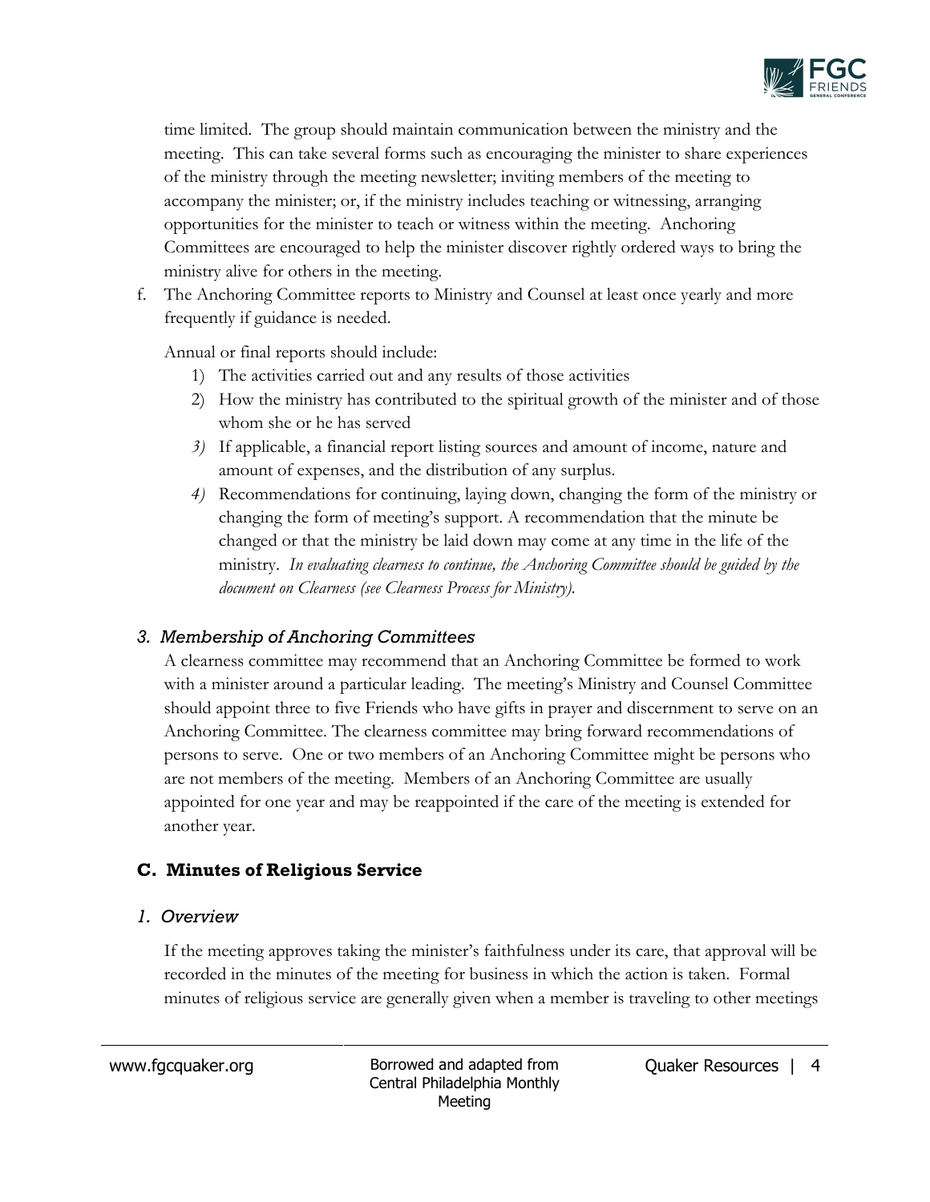time limited. The group should maintain communication between the ministry and the meeting. This can take several forms such as encouraging the minister to share experiences of the ministry through the meeting newsletter; inviting members of the meeting to accompany the minister; or, if the ministry includes teaching or witnessing, arranging opportunities for the minister to teach or witness within the meeting. Anchoring Committees are encouraged to help the minister discover rightly ordered ways to bring the ministry alive for others in the meeting.

f. The Anchoring Committee reports to Ministry and Counsel at least once yearly and more frequently if guidance is needed.

   Annual or final reports should include:

   1) The activities carried out and any results of those activities
   2) How the ministry has contributed to the spiritual growth of the minister and of those whom she or he has served
   3) If applicable, a financial report listing sources and amount of income, nature and amount of expenses, and the distribution of any surplus.
   4) Recommendations for continuing, laying down, changing the form of the ministry or changing the form of meeting's support. A recommendation that the minute be changed or that the ministry be laid down may come at any time in the life of the ministry. *In evaluating clearness to continue, the Anchoring Committee should be guided by the document on Clearness (see Clearness Process for Ministry).*

### *3. Membership of Anchoring Committees*

A clearness committee may recommend that an Anchoring Committee be formed to work with a minister around a particular leading. The meeting's Ministry and Counsel Committee should appoint three to five Friends who have gifts in prayer and discernment to serve on an Anchoring Committee. The clearness committee may bring forward recommendations of persons to serve. One or two members of an Anchoring Committee might be persons who are not members of the meeting. Members of an Anchoring Committee are usually appointed for one year and may be reappointed if the care of the meeting is extended for another year.

## C. Minutes of Religious Service

### *1. Overview*

If the meeting approves taking the minister's faithfulness under its care, that approval will be recorded in the minutes of the meeting for business in which the action is taken. Formal minutes of religious service are generally given when a member is traveling to other meetings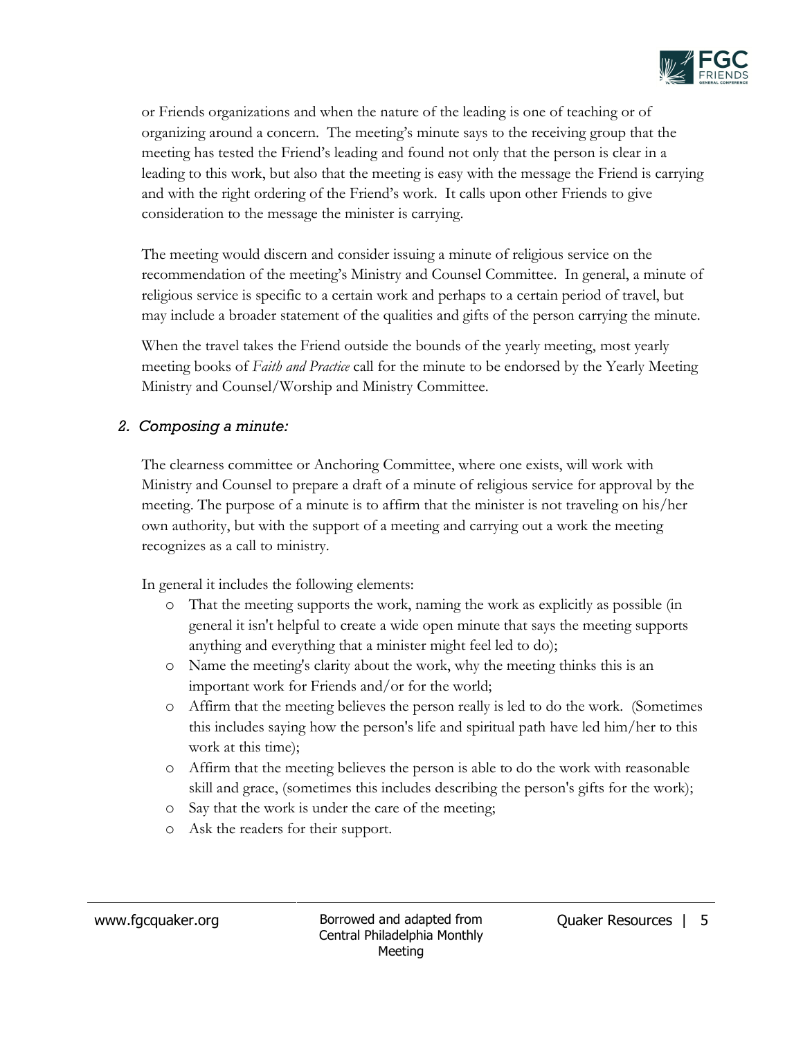or Friends organizations and when the nature of the leading is one of teaching or of organizing around a concern. The meeting's minute says to the receiving group that the meeting has tested the Friend's leading and found not only that the person is clear in a leading to this work, but also that the meeting is easy with the message the Friend is carrying and with the right ordering of the Friend's work. It calls upon other Friends to give consideration to the message the minister is carrying.

The meeting would discern and consider issuing a minute of religious service on the recommendation of the meeting's Ministry and Counsel Committee. In general, a minute of religious service is specific to a certain work and perhaps to a certain period of travel, but may include a broader statement of the qualities and gifts of the person carrying the minute.

When the travel takes the Friend outside the bounds of the yearly meeting, most yearly meeting books of *Faith and Practice* call for the minute to be endorsed by the Yearly Meeting Ministry and Counsel/Worship and Ministry Committee.

### *2. Composing a minute:*

The clearness committee or Anchoring Committee, where one exists, will work with Ministry and Counsel to prepare a draft of a minute of religious service for approval by the meeting. The purpose of a minute is to affirm that the minister is not traveling on his/her own authority, but with the support of a meeting and carrying out a work the meeting recognizes as a call to ministry.

In general it includes the following elements:

- That the meeting supports the work, naming the work as explicitly as possible (in general it isn't helpful to create a wide open minute that says the meeting supports anything and everything that a minister might feel led to do);
- Name the meeting's clarity about the work, why the meeting thinks this is an important work for Friends and/or for the world;
- Affirm that the meeting believes the person really is led to do the work. (Sometimes this includes saying how the person's life and spiritual path have led him/her to this work at this time);
- Affirm that the meeting believes the person is able to do the work with reasonable skill and grace, (sometimes this includes describing the person's gifts for the work);
- Say that the work is under the care of the meeting;
- Ask the readers for their support.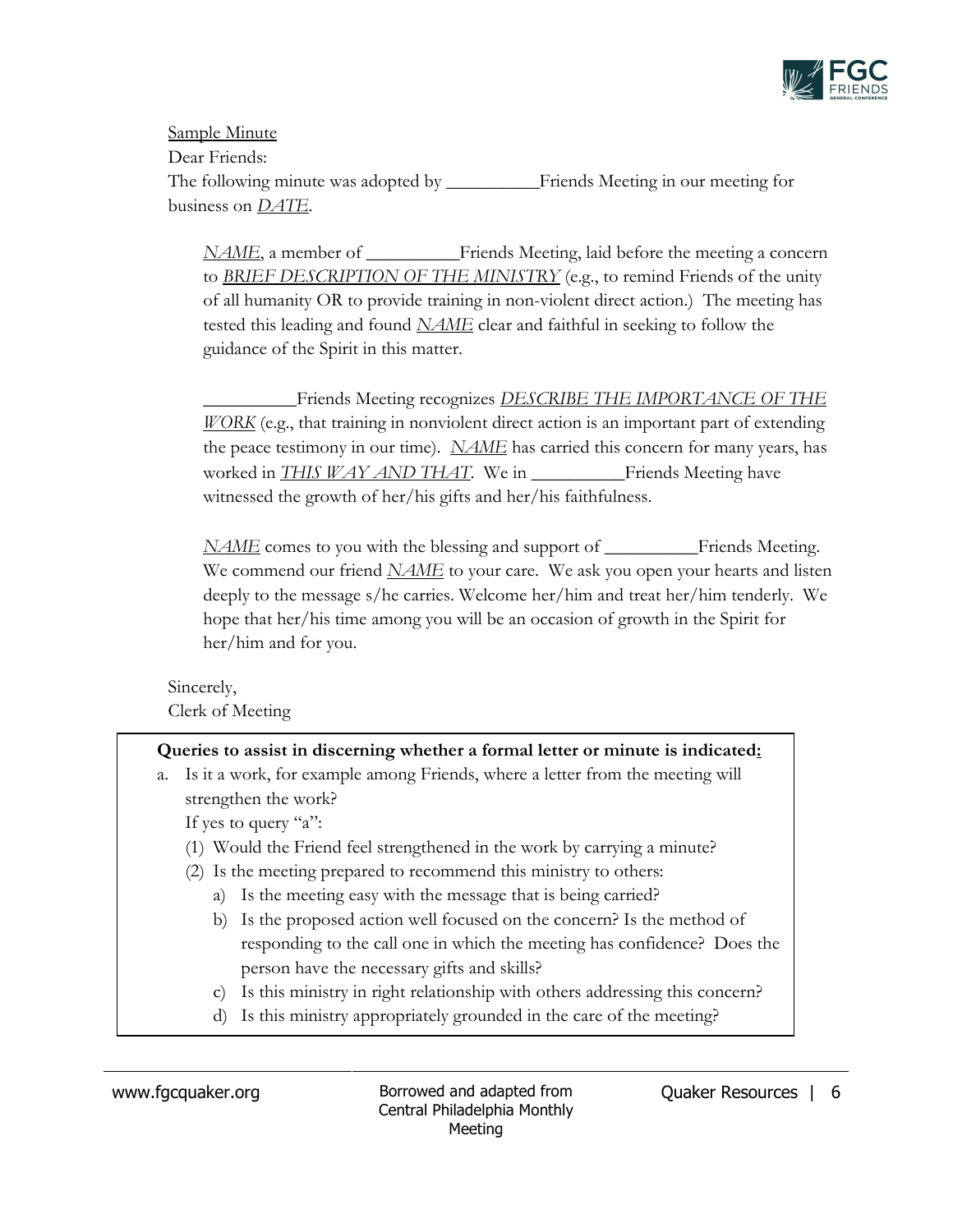Sample Minute

Dear Friends:

The following minute was adopted by __________Friends Meeting in our meeting for business on *DATE*.

> *NAME*, a member of __________Friends Meeting, laid before the meeting a concern to *BRIEF DESCRIPTION OF THE MINISTRY* (e.g., to remind Friends of the unity of all humanity OR to provide training in non-violent direct action.) The meeting has tested this leading and found *NAME* clear and faithful in seeking to follow the guidance of the Spirit in this matter.
>
> __________Friends Meeting recognizes *DESCRIBE THE IMPORTANCE OF THE WORK* (e.g., that training in nonviolent direct action is an important part of extending the peace testimony in our time). *NAME* has carried this concern for many years, has worked in *THIS WAY AND THAT*. We in __________Friends Meeting have witnessed the growth of her/his gifts and her/his faithfulness.
>
> *NAME* comes to you with the blessing and support of __________Friends Meeting. We commend our friend *NAME* to your care. We ask you open your hearts and listen deeply to the message s/he carries. Welcome her/him and treat her/him tenderly. We hope that her/his time among you will be an occasion of growth in the Spirit for her/him and for you.

Sincerely,
Clerk of Meeting

**Queries to assist in discerning whether a formal letter or minute is indicated:**

a. Is it a work, for example among Friends, where a letter from the meeting will strengthen the work?

   If yes to query "a":

   (1) Would the Friend feel strengthened in the work by carrying a minute?

   (2) Is the meeting prepared to recommend this ministry to others:

      a) Is the meeting easy with the message that is being carried?

      b) Is the proposed action well focused on the concern? Is the method of responding to the call one in which the meeting has confidence? Does the person have the necessary gifts and skills?

      c) Is this ministry in right relationship with others addressing this concern?

      d) Is this ministry appropriately grounded in the care of the meeting?

Borrowed and adapted from Central Philadelphia Monthly Meeting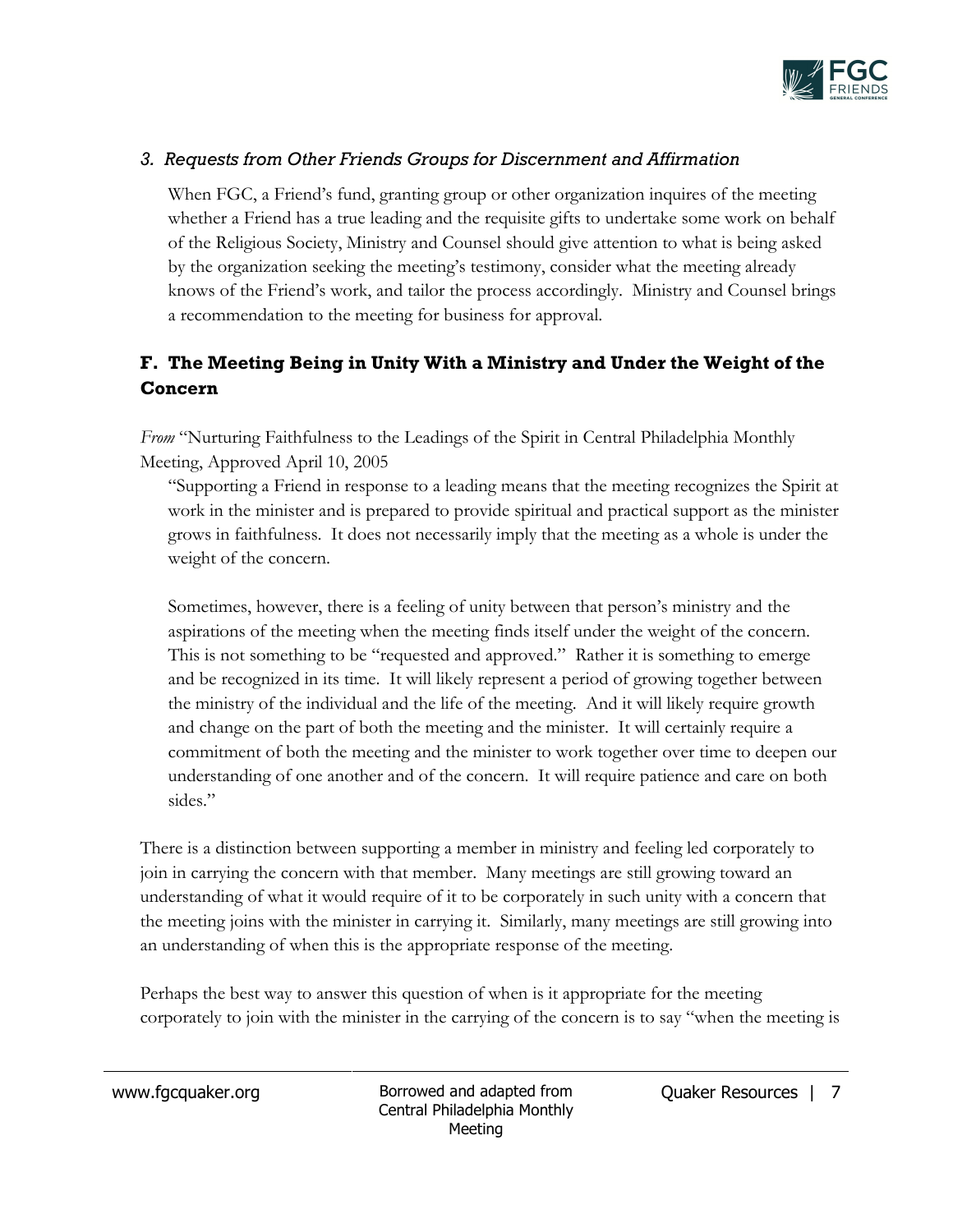### *3. Requests from Other Friends Groups for Discernment and Affirmation*

When FGC, a Friend's fund, granting group or other organization inquires of the meeting whether a Friend has a true leading and the requisite gifts to undertake some work on behalf of the Religious Society, Ministry and Counsel should give attention to what is being asked by the organization seeking the meeting's testimony, consider what the meeting already knows of the Friend's work, and tailor the process accordingly. Ministry and Counsel brings a recommendation to the meeting for business for approval.

## F. The Meeting Being in Unity With a Ministry and Under the Weight of the Concern

*From* "Nurturing Faithfulness to the Leadings of the Spirit in Central Philadelphia Monthly Meeting, Approved April 10, 2005

> "Supporting a Friend in response to a leading means that the meeting recognizes the Spirit at work in the minister and is prepared to provide spiritual and practical support as the minister grows in faithfulness. It does not necessarily imply that the meeting as a whole is under the weight of the concern.
>
> Sometimes, however, there is a feeling of unity between that person's ministry and the aspirations of the meeting when the meeting finds itself under the weight of the concern. This is not something to be "requested and approved." Rather it is something to emerge and be recognized in its time. It will likely represent a period of growing together between the ministry of the individual and the life of the meeting. And it will likely require growth and change on the part of both the meeting and the minister. It will certainly require a commitment of both the meeting and the minister to work together over time to deepen our understanding of one another and of the concern. It will require patience and care on both sides."

There is a distinction between supporting a member in ministry and feeling led corporately to join in carrying the concern with that member. Many meetings are still growing toward an understanding of what it would require of it to be corporately in such unity with a concern that the meeting joins with the minister in carrying it. Similarly, many meetings are still growing into an understanding of when this is the appropriate response of the meeting.

Perhaps the best way to answer this question of when is it appropriate for the meeting corporately to join with the minister in the carrying of the concern is to say "when the meeting is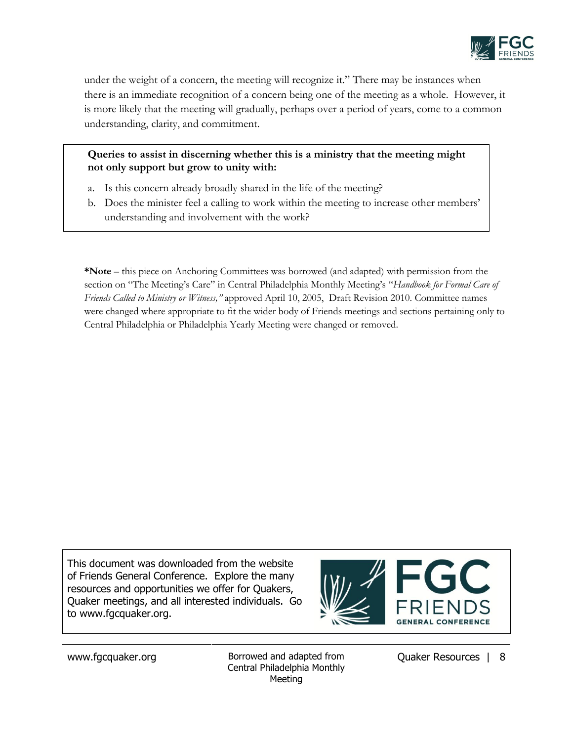under the weight of a concern, the meeting will recognize it." There may be instances when there is an immediate recognition of a concern being one of the meeting as a whole. However, it is more likely that the meeting will gradually, perhaps over a period of years, come to a common understanding, clarity, and commitment.

**Queries to assist in discerning whether this is a ministry that the meeting might not only support but grow to unity with:**

a. Is this concern already broadly shared in the life of the meeting?
b. Does the minister feel a calling to work within the meeting to increase other members' understanding and involvement with the work?

***Note** – this piece on Anchoring Committees was borrowed (and adapted) with permission from the section on "The Meeting's Care" in Central Philadelphia Monthly Meeting's "*Handbook for Formal Care of Friends Called to Ministry or Witness,"* approved April 10, 2005, Draft Revision 2010. Committee names were changed where appropriate to fit the wider body of Friends meetings and sections pertaining only to Central Philadelphia or Philadelphia Yearly Meeting were changed or removed.

This document was downloaded from the website of Friends General Conference. Explore the many resources and opportunities we offer for Quakers, Quaker meetings, and all interested individuals. Go to www.fgcquaker.org.